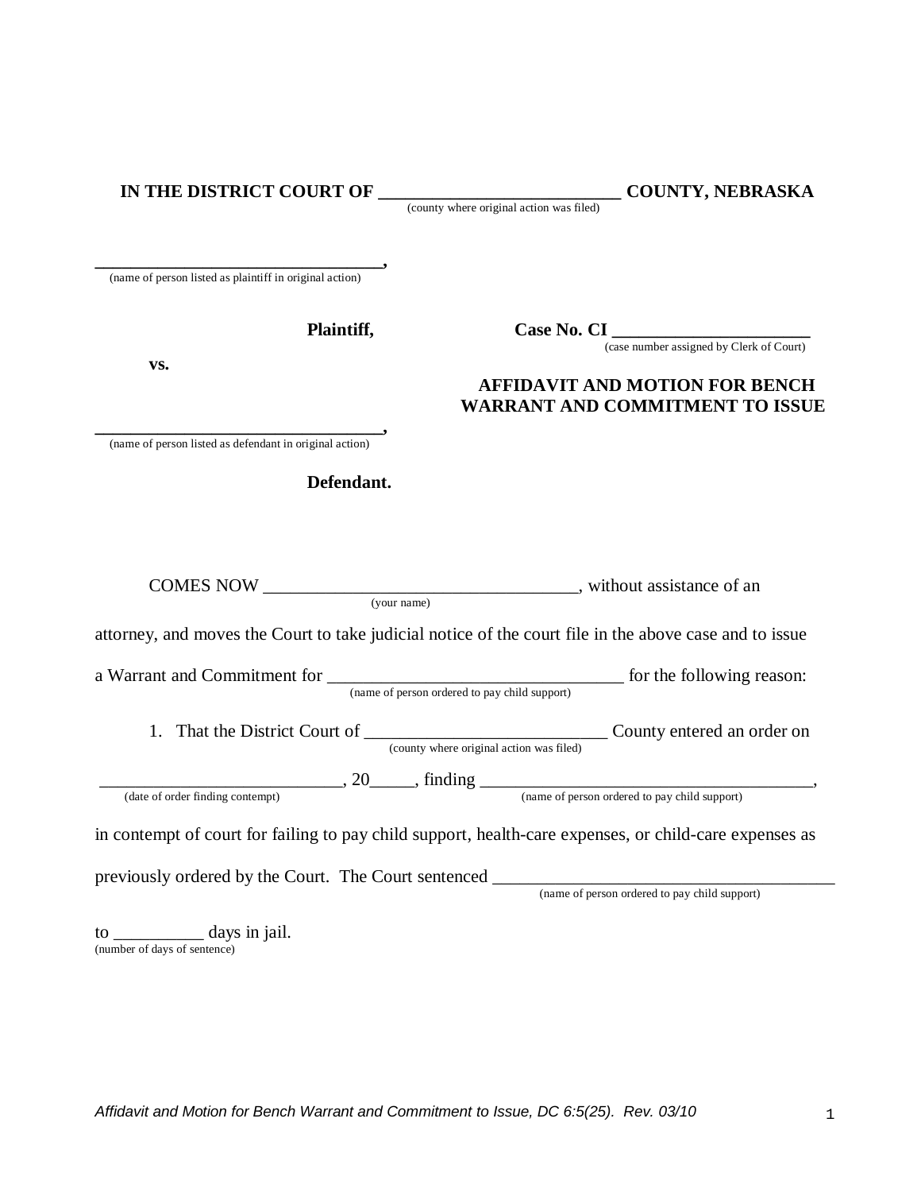**IN THE DISTRICT COURT OF \_\_\_\_\_\_\_\_\_\_\_\_\_\_\_\_\_\_\_\_\_\_\_\_\_\_ COUNTY, NEBRASKA**
(county where original action was filed)

\_\_\_\_\_\_\_\_\_\_\_\_\_\_\_\_\_\_\_\_\_\_\_\_\_\_\_\_\_\_\_\_\_\_,
(name of person listed as plaintiff in original action)

**Plaintiff,**

**vs.**

\_\_\_\_\_\_\_\_\_\_\_\_\_\_\_\_\_\_\_\_\_\_\_\_\_\_\_\_\_\_\_\_\_\_,
(name of person listed as defendant in original action)

**Defendant.**

**Case No. CI \_\_\_\_\_\_\_\_\_\_\_\_\_\_\_\_\_\_\_\_\_\_**
(case number assigned by Clerk of Court)

**AFFIDAVIT AND MOTION FOR BENCH WARRANT AND COMMITMENT TO ISSUE**

COMES NOW \_\_\_\_\_\_\_\_\_\_\_\_\_\_\_\_\_\_\_\_\_\_\_\_\_\_\_\_\_\_\_\_\_\_\_\_ (your name), without assistance of an attorney, and moves the Court to take judicial notice of the court file in the above case and to issue a Warrant and Commitment for \_\_\_\_\_\_\_\_\_\_\_\_\_\_\_\_\_\_\_\_\_\_\_\_\_\_\_\_\_\_\_\_\_\_ (name of person ordered to pay child support) for the following reason:

1. That the District Court of \_\_\_\_\_\_\_\_\_\_\_\_\_\_\_\_\_\_\_\_\_\_\_\_\_\_\_\_ (county where original action was filed) County entered an order on \_\_\_\_\_\_\_\_\_\_\_\_\_\_\_\_\_\_\_\_\_\_\_\_\_\_\_\_ (date of order finding contempt), 20\_\_\_\_\_, finding \_\_\_\_\_\_\_\_\_\_\_\_\_\_\_\_\_\_\_\_\_\_\_\_\_\_\_\_\_\_\_\_\_\_\_\_\_\_ (name of person ordered to pay child support), in contempt of court for failing to pay child support, health-care expenses, or child-care expenses as previously ordered by the Court. The Court sentenced \_\_\_\_\_\_\_\_\_\_\_\_\_\_\_\_\_\_\_\_\_\_\_\_\_\_\_\_\_\_\_\_\_\_\_\_\_\_\_\_ (name of person ordered to pay child support) to \_\_\_\_\_\_\_\_\_\_ (number of days of sentence) days in jail.

*Affidavit and Motion for Bench Warrant and Commitment to Issue, DC 6:5(25). Rev. 03/10*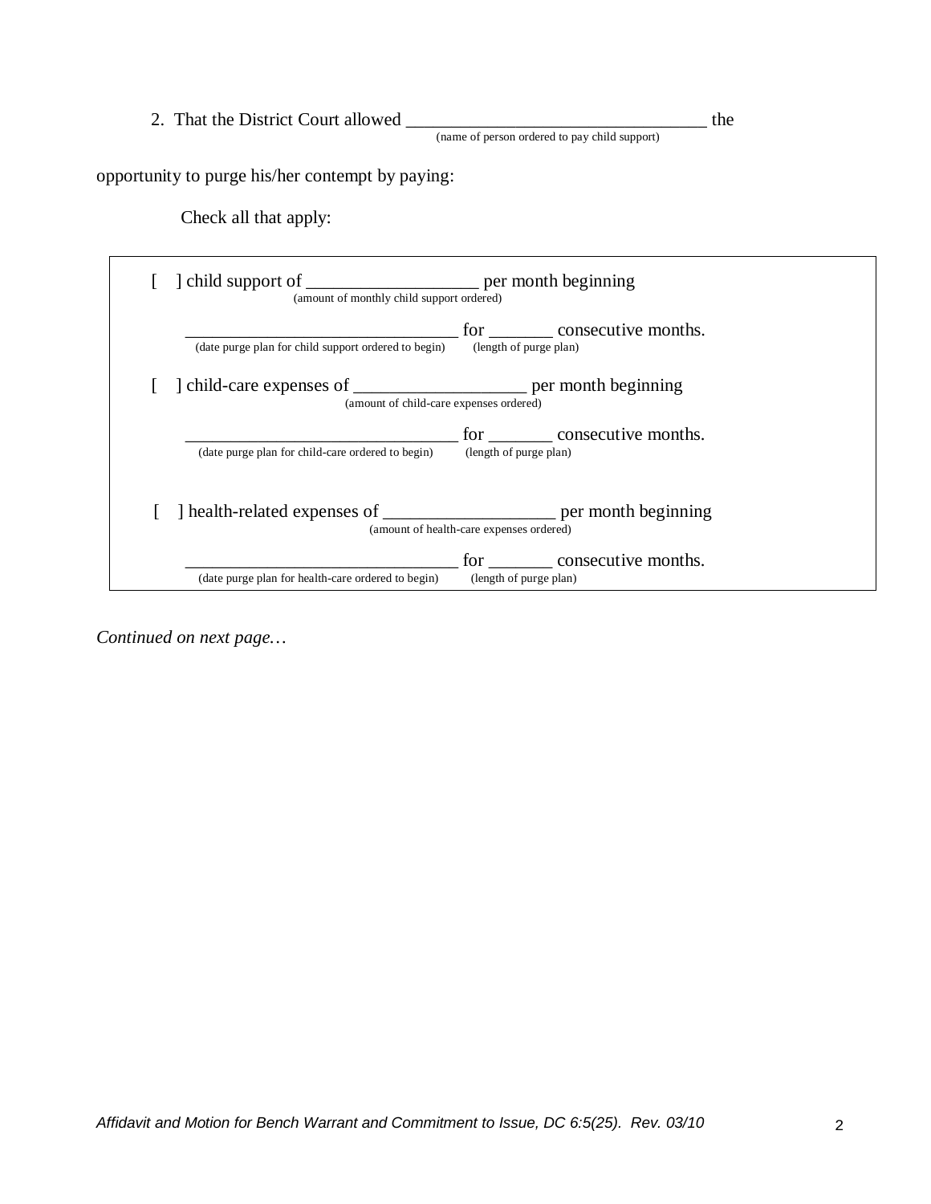2. That the District Court allowed ________________________________ the
(name of person ordered to pay child support)

opportunity to purge his/her contempt by paying:

Check all that apply:

[ ] child support of __________________ per month beginning
(amount of monthly child support ordered)

____________________________ for _______ consecutive months.
(date purge plan for child support ordered to begin) (length of purge plan)

[ ] child-care expenses of __________________ per month beginning
(amount of child-care expenses ordered)

____________________________ for _______ consecutive months.
(date purge plan for child-care ordered to begin) (length of purge plan)

[ ] health-related expenses of __________________ per month beginning
(amount of health-care expenses ordered)

____________________________ for _______ consecutive months.
(date purge plan for health-care ordered to begin) (length of purge plan)

*Continued on next page…*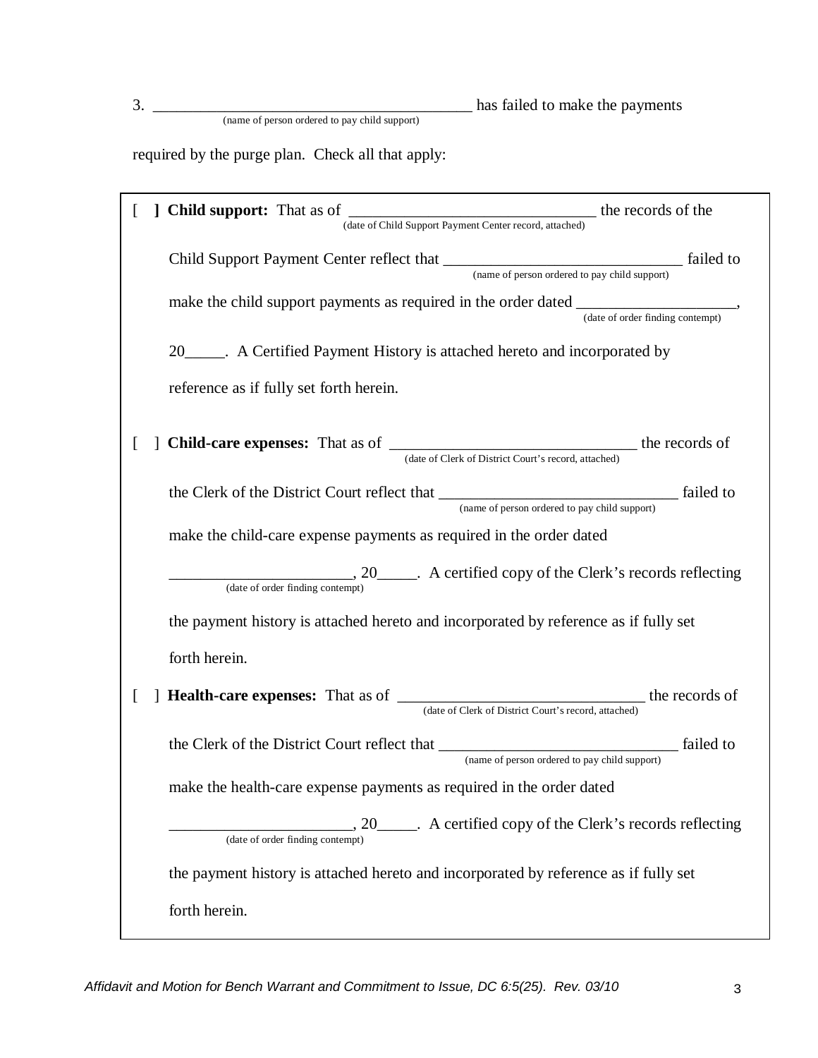3. ________________________________________ has failed to make the payments
(name of person ordered to pay child support)

required by the purge plan. Check all that apply:

[ ] **Child support:** That as of ______________________________ the records of the
(date of Child Support Payment Center record, attached)

Child Support Payment Center reflect that ______________________________ failed to
(name of person ordered to pay child support)

make the child support payments as required in the order dated ____________________,
(date of order finding contempt)

20_____. A Certified Payment History is attached hereto and incorporated by reference as if fully set forth herein.

[ ] **Child-care expenses:** That as of ______________________________ the records of
(date of Clerk of District Court's record, attached)

the Clerk of the District Court reflect that ______________________________ failed to
(name of person ordered to pay child support)

make the child-care expense payments as required in the order dated

_______________________, 20_____. A certified copy of the Clerk's records reflecting
(date of order finding contempt)

the payment history is attached hereto and incorporated by reference as if fully set forth herein.

[ ] **Health-care expenses:** That as of ______________________________ the records of
(date of Clerk of District Court's record, attached)

the Clerk of the District Court reflect that ______________________________ failed to
(name of person ordered to pay child support)

make the health-care expense payments as required in the order dated

_______________________, 20_____. A certified copy of the Clerk's records reflecting
(date of order finding contempt)

the payment history is attached hereto and incorporated by reference as if fully set forth herein.

*Affidavit and Motion for Bench Warrant and Commitment to Issue, DC 6:5(25). Rev. 03/10*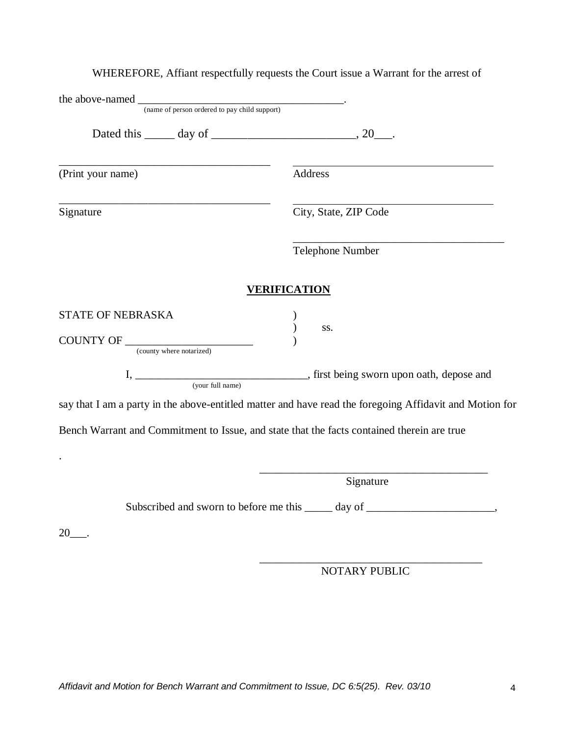WHEREFORE, Affiant respectfully requests the Court issue a Warrant for the arrest of

the above-named ______________________________________.
(name of person ordered to pay child support)

Dated this _____ day of ________________________, 20___.

| | |
|---|---|
| ______________________________________ | ______________________________________ |
| (Print your name) | Address |
| ______________________________________ | ______________________________________ |
| Signature | City, State, ZIP Code |
| | ______________________________________ |
| | Telephone Number |

**VERIFICATION**

STATE OF NEBRASKA )
) ss.
COUNTY OF ______________________ )
(county where notarized)

I, ______________________________, first being sworn upon oath, depose and
(your full name)

say that I am a party in the above-entitled matter and have read the foregoing Affidavit and Motion for Bench Warrant and Commitment to Issue, and state that the facts contained therein are true

.

______________________________________
Signature

Subscribed and sworn to before me this _____ day of _______________________,

20___.

______________________________________
NOTARY PUBLIC

*Affidavit and Motion for Bench Warrant and Commitment to Issue, DC 6:5(25). Rev. 03/10*